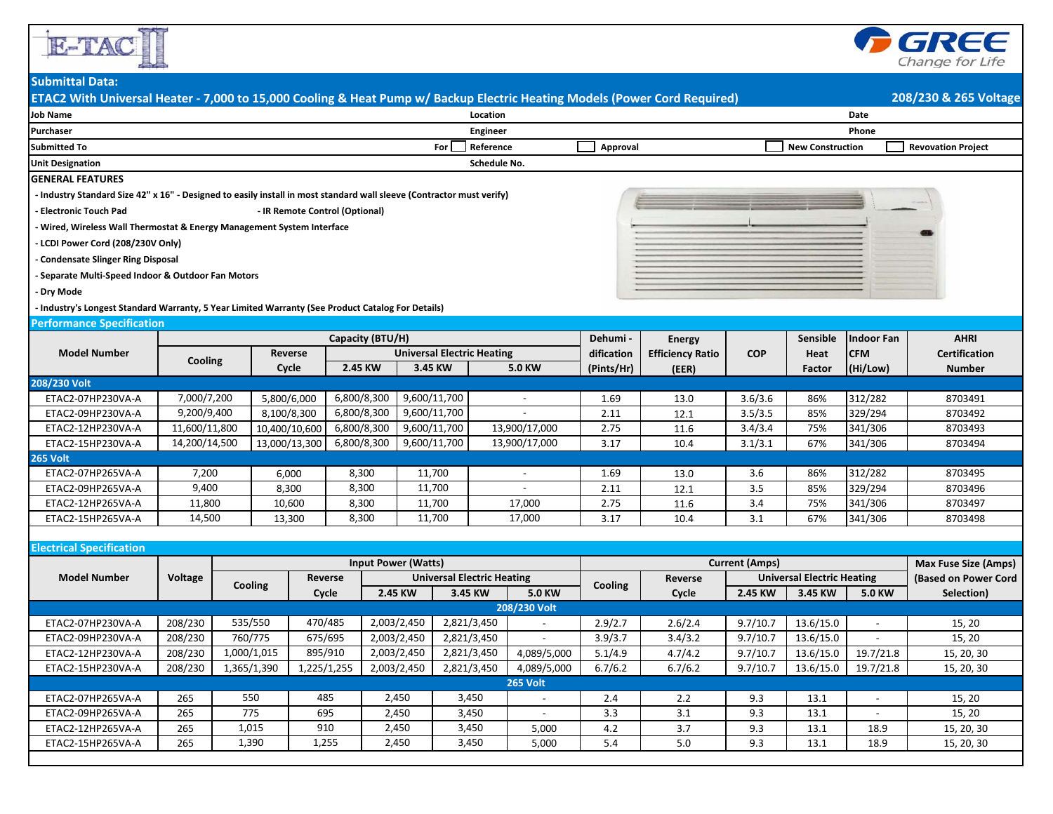# Submittal Data:

## ETAC2 With Universal Heater - 7,000 to 15,000 Cooling & Heat Pump w/ Backup Electric Heating Models (Power Cord Required) — 208/230 & 265 Voltage

| Job Name | | Location | | Date | |
|---|---|---|---|---|---|
| Purchaser | | Engineer | | Phone | |
| Submitted To | For ☐ Reference | ☐ Approval | | ☐ New Construction | ☐ Revovation Project |
| Unit Designation | | Schedule No. | | | |

**GENERAL FEATURES**

- Industry Standard Size 42" x 16" - Designed to easily install in most standard wall sleeve (Contractor must verify)
- Electronic Touch Pad
- IR Remote Control (Optional)
- Wired, Wireless Wall Thermostat & Energy Management System Interface
- LCDI Power Cord (208/230V Only)
- Condensate Slinger Ring Disposal
- Separate Multi-Speed Indoor & Outdoor Fan Motors
- Dry Mode
- Industry's Longest Standard Warranty, 5 Year Limited Warranty (See Product Catalog For Details)

### Performance Specification

| Model Number | Capacity (BTU/H) | | | | | Dehumi - dification (Pints/Hr) | Energy Efficiency Ratio (EER) | COP | Sensible Heat Factor | Indoor Fan CFM (Hi/Low) | AHRI Certification Number |
|---|---|---|---|---|---|---|---|---|---|---|---|
| | Cooling | Reverse Cycle | Universal Electric Heating | | | | | | | | |
| | | | 2.45 KW | 3.45 KW | 5.0 KW | | | | | | |
| **208/230 Volt** | | | | | | | | | | | |
| ETAC2-07HP230VA-A | 7,000/7,200 | 5,800/6,000 | 6,800/8,300 | 9,600/11,700 | - | 1.69 | 13.0 | 3.6/3.6 | 86% | 312/282 | 8703491 |
| ETAC2-09HP230VA-A | 9,200/9,400 | 8,100/8,300 | 6,800/8,300 | 9,600/11,700 | - | 2.11 | 12.1 | 3.5/3.5 | 85% | 329/294 | 8703492 |
| ETAC2-12HP230VA-A | 11,600/11,800 | 10,400/10,600 | 6,800/8,300 | 9,600/11,700 | 13,900/17,000 | 2.75 | 11.6 | 3.4/3.4 | 75% | 341/306 | 8703493 |
| ETAC2-15HP230VA-A | 14,200/14,500 | 13,000/13,300 | 6,800/8,300 | 9,600/11,700 | 13,900/17,000 | 3.17 | 10.4 | 3.1/3.1 | 67% | 341/306 | 8703494 |
| **265 Volt** | | | | | | | | | | | |
| ETAC2-07HP265VA-A | 7,200 | 6,000 | 8,300 | 11,700 | - | 1.69 | 13.0 | 3.6 | 86% | 312/282 | 8703495 |
| ETAC2-09HP265VA-A | 9,400 | 8,300 | 8,300 | 11,700 | - | 2.11 | 12.1 | 3.5 | 85% | 329/294 | 8703496 |
| ETAC2-12HP265VA-A | 11,800 | 10,600 | 8,300 | 11,700 | 17,000 | 2.75 | 11.6 | 3.4 | 75% | 341/306 | 8703497 |
| ETAC2-15HP265VA-A | 14,500 | 13,300 | 8,300 | 11,700 | 17,000 | 3.17 | 10.4 | 3.1 | 67% | 341/306 | 8703498 |

### Electrical Specification

| Model Number | Voltage | Input Power (Watts) | | | | | Current (Amps) | | | | | Max Fuse Size (Amps) (Based on Power Cord Selection) |
|---|---|---|---|---|---|---|---|---|---|---|---|---|
| | | Cooling | Reverse Cycle | Universal Electric Heating | | | Cooling | Reverse Cycle | Universal Electric Heating | | | |
| | | | | 2.45 KW | 3.45 KW | 5.0 KW | | | 2.45 KW | 3.45 KW | 5.0 KW | |
| **208/230 Volt** | | | | | | | | | | | | |
| ETAC2-07HP230VA-A | 208/230 | 535/550 | 470/485 | 2,003/2,450 | 2,821/3,450 | - | 2.9/2.7 | 2.6/2.4 | 9.7/10.7 | 13.6/15.0 | - | 15, 20 |
| ETAC2-09HP230VA-A | 208/230 | 760/775 | 675/695 | 2,003/2,450 | 2,821/3,450 | - | 3.9/3.7 | 3.4/3.2 | 9.7/10.7 | 13.6/15.0 | - | 15, 20 |
| ETAC2-12HP230VA-A | 208/230 | 1,000/1,015 | 895/910 | 2,003/2,450 | 2,821/3,450 | 4,089/5,000 | 5.1/4.9 | 4.7/4.2 | 9.7/10.7 | 13.6/15.0 | 19.7/21.8 | 15, 20, 30 |
| ETAC2-15HP230VA-A | 208/230 | 1,365/1,390 | 1,225/1,255 | 2,003/2,450 | 2,821/3,450 | 4,089/5,000 | 6.7/6.2 | 6.7/6.2 | 9.7/10.7 | 13.6/15.0 | 19.7/21.8 | 15, 20, 30 |
| **265 Volt** | | | | | | | | | | | | |
| ETAC2-07HP265VA-A | 265 | 550 | 485 | 2,450 | 3,450 | - | 2.4 | 2.2 | 9.3 | 13.1 | - | 15, 20 |
| ETAC2-09HP265VA-A | 265 | 775 | 695 | 2,450 | 3,450 | - | 3.3 | 3.1 | 9.3 | 13.1 | - | 15, 20 |
| ETAC2-12HP265VA-A | 265 | 1,015 | 910 | 2,450 | 3,450 | 5,000 | 4.2 | 3.7 | 9.3 | 13.1 | 18.9 | 15, 20, 30 |
| ETAC2-15HP265VA-A | 265 | 1,390 | 1,255 | 2,450 | 3,450 | 5,000 | 5.4 | 5.0 | 9.3 | 13.1 | 18.9 | 15, 20, 30 |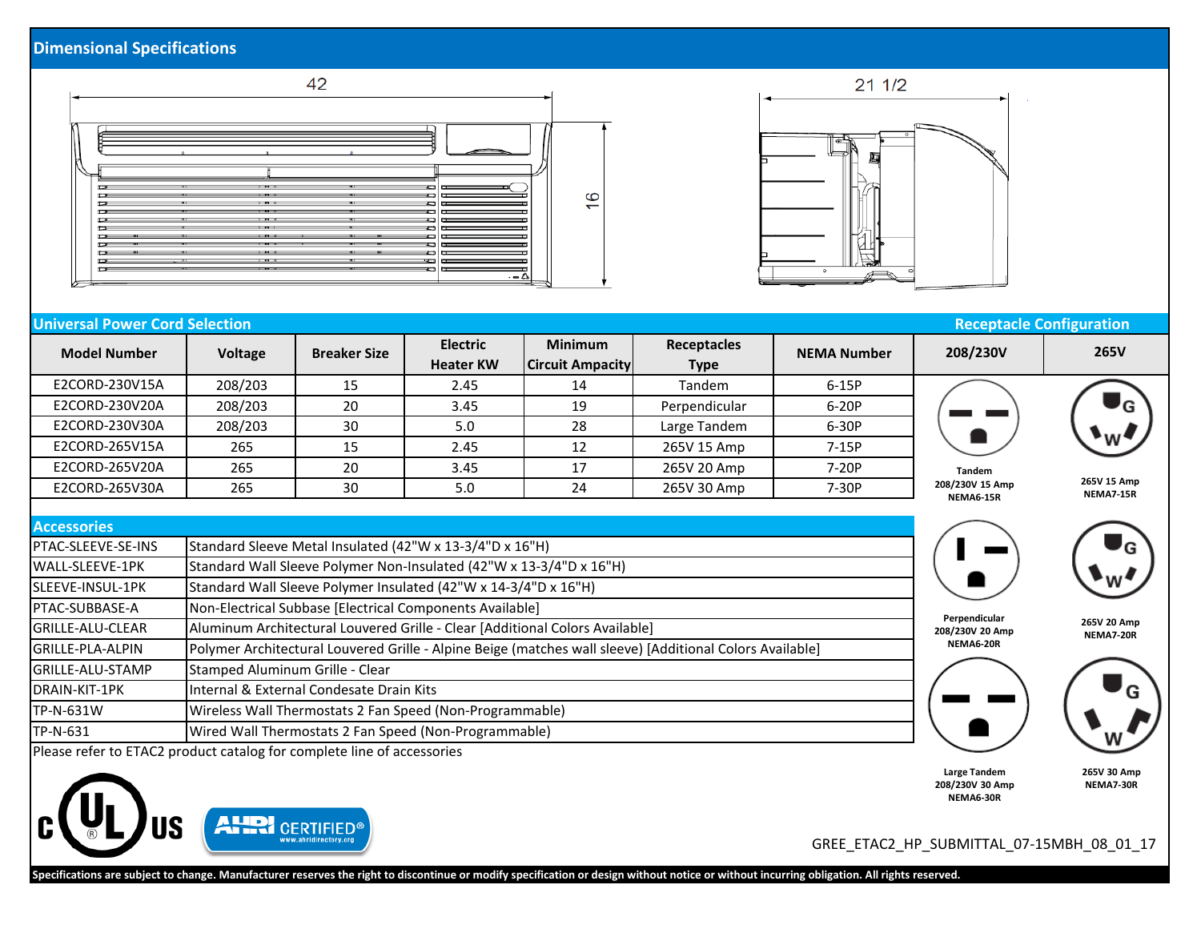## Dimensional Specifications

42

16

21 1/2

## Universal Power Cord Selection

| Model Number | Voltage | Breaker Size | Electric Heater KW | Minimum Circuit Ampacity | Receptacles Type | NEMA Number |
|---|---|---|---|---|---|---|
| E2CORD-230V15A | 208/203 | 15 | 2.45 | 14 | Tandem | 6-15P |
| E2CORD-230V20A | 208/203 | 20 | 3.45 | 19 | Perpendicular | 6-20P |
| E2CORD-230V30A | 208/203 | 30 | 5.0 | 28 | Large Tandem | 6-30P |
| E2CORD-265V15A | 265 | 15 | 2.45 | 12 | 265V 15 Amp | 7-15P |
| E2CORD-265V20A | 265 | 20 | 3.45 | 17 | 265V 20 Amp | 7-20P |
| E2CORD-265V30A | 265 | 30 | 5.0 | 24 | 265V 30 Amp | 7-30P |

## Receptacle Configuration

| 208/230V | 265V |
|---|---|
| Tandem 208/230V 15 Amp NEMA6-15R | 265V 15 Amp NEMA7-15R |
| Perpendicular 208/230V 20 Amp NEMA6-20R | 265V 20 Amp NEMA7-20R |
| Large Tandem 208/230V 30 Amp NEMA6-30R | 265V 30 Amp NEMA7-30R |

## Accessories

| | |
|---|---|
| PTAC-SLEEVE-SE-INS | Standard Sleeve Metal Insulated (42"W x 13-3/4"D x 16"H) |
| WALL-SLEEVE-1PK | Standard Wall Sleeve Polymer Non-Insulated (42"W x 13-3/4"D x 16"H) |
| SLEEVE-INSUL-1PK | Standard Wall Sleeve Polymer Insulated (42"W x 14-3/4"D x 16"H) |
| PTAC-SUBBASE-A | Non-Electrical Subbase [Electrical Components Available] |
| GRILLE-ALU-CLEAR | Aluminum Architectural Louvered Grille - Clear [Additional Colors Available] |
| GRILLE-PLA-ALPIN | Polymer Architectural Louvered Grille - Alpine Beige (matches wall sleeve) [Additional Colors Available] |
| GRILLE-ALU-STAMP | Stamped Aluminum Grille - Clear |
| DRAIN-KIT-1PK | Internal & External Condesate Drain Kits |
| TP-N-631W | Wireless Wall Thermostats 2 Fan Speed (Non-Programmable) |
| TP-N-631 | Wired Wall Thermostats 2 Fan Speed (Non-Programmable) |

Please refer to ETAC2 product catalog for complete line of accessories

c UL US

AHRI CERTIFIED® www.ahridirectory.org

GREE_ETAC2_HP_SUBMITTAL_07-15MBH_08_01_17

**Specifications are subject to change. Manufacturer reserves the right to discontinue or modify specification or design without notice or without incurring obligation. All rights reserved.**